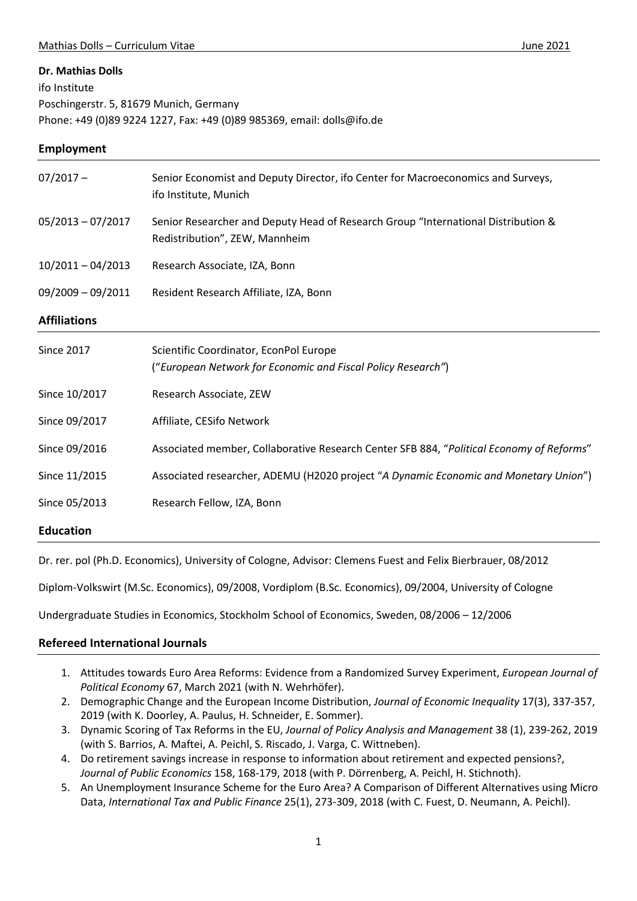**Dr. Mathias Dolls**
ifo Institute
Poschingerstr. 5, 81679 Munich, Germany
Phone: +49 (0)89 9224 1227, Fax: +49 (0)89 985369, email: dolls@ifo.de

## Employment

| | |
|---|---|
| 07/2017 – | Senior Economist and Deputy Director, ifo Center for Macroeconomics and Surveys, ifo Institute, Munich |
| 05/2013 – 07/2017 | Senior Researcher and Deputy Head of Research Group "International Distribution & Redistribution", ZEW, Mannheim |
| 10/2011 – 04/2013 | Research Associate, IZA, Bonn |
| 09/2009 – 09/2011 | Resident Research Affiliate, IZA, Bonn |

## Affiliations

| | |
|---|---|
| Since 2017 | Scientific Coordinator, EconPol Europe ("*European Network for Economic and Fiscal Policy Research"*) |
| Since 10/2017 | Research Associate, ZEW |
| Since 09/2017 | Affiliate, CESifo Network |
| Since 09/2016 | Associated member, Collaborative Research Center SFB 884, "*Political Economy of Reforms*" |
| Since 11/2015 | Associated researcher, ADEMU (H2020 project "*A Dynamic Economic and Monetary Union*") |
| Since 05/2013 | Research Fellow, IZA, Bonn |

## Education

Dr. rer. pol (Ph.D. Economics), University of Cologne, Advisor: Clemens Fuest and Felix Bierbrauer, 08/2012

Diplom-Volkswirt (M.Sc. Economics), 09/2008, Vordiplom (B.Sc. Economics), 09/2004, University of Cologne

Undergraduate Studies in Economics, Stockholm School of Economics, Sweden, 08/2006 – 12/2006

## Refereed International Journals

1. Attitudes towards Euro Area Reforms: Evidence from a Randomized Survey Experiment, *European Journal of Political Economy* 67, March 2021 (with N. Wehrhöfer).
2. Demographic Change and the European Income Distribution, *Journal of Economic Inequality* 17(3), 337-357, 2019 (with K. Doorley, A. Paulus, H. Schneider, E. Sommer).
3. Dynamic Scoring of Tax Reforms in the EU, *Journal of Policy Analysis and Management* 38 (1), 239-262, 2019 (with S. Barrios, A. Maftei, A. Peichl, S. Riscado, J. Varga, C. Wittneben).
4. Do retirement savings increase in response to information about retirement and expected pensions?, *Journal of Public Economics* 158, 168-179, 2018 (with P. Dörrenberg, A. Peichl, H. Stichnoth).
5. An Unemployment Insurance Scheme for the Euro Area? A Comparison of Different Alternatives using Micro Data, *International Tax and Public Finance* 25(1), 273-309, 2018 (with C. Fuest, D. Neumann, A. Peichl).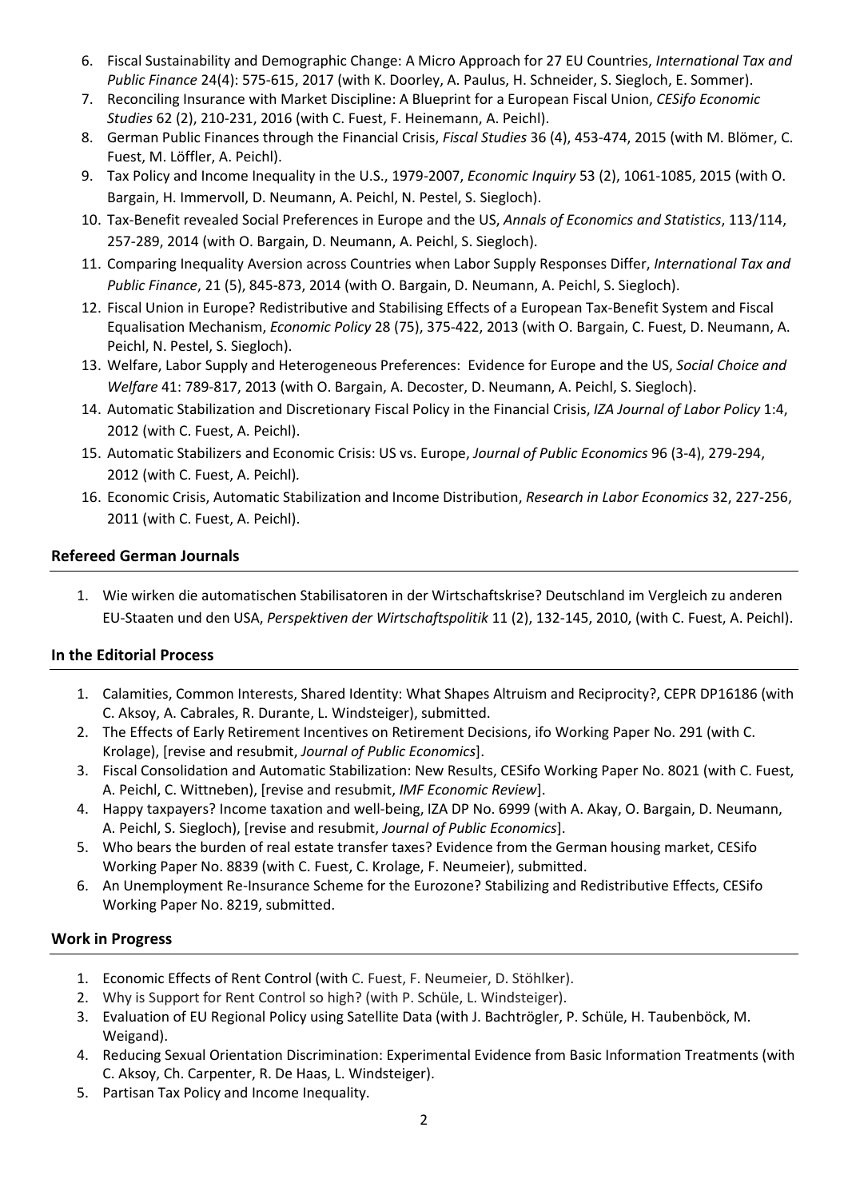6. Fiscal Sustainability and Demographic Change: A Micro Approach for 27 EU Countries, *International Tax and Public Finance* 24(4): 575-615, 2017 (with K. Doorley, A. Paulus, H. Schneider, S. Siegloch, E. Sommer).
7. Reconciling Insurance with Market Discipline: A Blueprint for a European Fiscal Union, *CESifo Economic Studies* 62 (2), 210-231, 2016 (with C. Fuest, F. Heinemann, A. Peichl).
8. German Public Finances through the Financial Crisis, *Fiscal Studies* 36 (4), 453-474, 2015 (with M. Blömer, C. Fuest, M. Löffler, A. Peichl).
9. Tax Policy and Income Inequality in the U.S., 1979-2007, *Economic Inquiry* 53 (2), 1061-1085, 2015 (with O. Bargain, H. Immervoll, D. Neumann, A. Peichl, N. Pestel, S. Siegloch).
10. Tax-Benefit revealed Social Preferences in Europe and the US, *Annals of Economics and Statistics*, 113/114, 257-289, 2014 (with O. Bargain, D. Neumann, A. Peichl, S. Siegloch).
11. Comparing Inequality Aversion across Countries when Labor Supply Responses Differ, *International Tax and Public Finance*, 21 (5), 845-873, 2014 (with O. Bargain, D. Neumann, A. Peichl, S. Siegloch).
12. Fiscal Union in Europe? Redistributive and Stabilising Effects of a European Tax-Benefit System and Fiscal Equalisation Mechanism, *Economic Policy* 28 (75), 375-422, 2013 (with O. Bargain, C. Fuest, D. Neumann, A. Peichl, N. Pestel, S. Siegloch).
13. Welfare, Labor Supply and Heterogeneous Preferences: Evidence for Europe and the US, *Social Choice and Welfare* 41: 789-817, 2013 (with O. Bargain, A. Decoster, D. Neumann, A. Peichl, S. Siegloch).
14. Automatic Stabilization and Discretionary Fiscal Policy in the Financial Crisis, *IZA Journal of Labor Policy* 1:4, 2012 (with C. Fuest, A. Peichl).
15. Automatic Stabilizers and Economic Crisis: US vs. Europe, *Journal of Public Economics* 96 (3-4), 279-294, 2012 (with C. Fuest, A. Peichl).
16. Economic Crisis, Automatic Stabilization and Income Distribution, *Research in Labor Economics* 32, 227-256, 2011 (with C. Fuest, A. Peichl).

## Refereed German Journals

1. Wie wirken die automatischen Stabilisatoren in der Wirtschaftskrise? Deutschland im Vergleich zu anderen EU-Staaten und den USA, *Perspektiven der Wirtschaftspolitik* 11 (2), 132-145, 2010, (with C. Fuest, A. Peichl).

## In the Editorial Process

1. Calamities, Common Interests, Shared Identity: What Shapes Altruism and Reciprocity?, CEPR DP16186 (with C. Aksoy, A. Cabrales, R. Durante, L. Windsteiger), submitted.
2. The Effects of Early Retirement Incentives on Retirement Decisions, ifo Working Paper No. 291 (with C. Krolage), [revise and resubmit, *Journal of Public Economics*].
3. Fiscal Consolidation and Automatic Stabilization: New Results, CESifo Working Paper No. 8021 (with C. Fuest, A. Peichl, C. Wittneben), [revise and resubmit, *IMF Economic Review*].
4. Happy taxpayers? Income taxation and well-being, IZA DP No. 6999 (with A. Akay, O. Bargain, D. Neumann, A. Peichl, S. Siegloch), [revise and resubmit, *Journal of Public Economics*].
5. Who bears the burden of real estate transfer taxes? Evidence from the German housing market, CESifo Working Paper No. 8839 (with C. Fuest, C. Krolage, F. Neumeier), submitted.
6. An Unemployment Re-Insurance Scheme for the Eurozone? Stabilizing and Redistributive Effects, CESifo Working Paper No. 8219, submitted.

## Work in Progress

1. Economic Effects of Rent Control (with C. Fuest, F. Neumeier, D. Stöhlker).
2. Why is Support for Rent Control so high? (with P. Schüle, L. Windsteiger).
3. Evaluation of EU Regional Policy using Satellite Data (with J. Bachtrögler, P. Schüle, H. Taubenböck, M. Weigand).
4. Reducing Sexual Orientation Discrimination: Experimental Evidence from Basic Information Treatments (with C. Aksoy, Ch. Carpenter, R. De Haas, L. Windsteiger).
5. Partisan Tax Policy and Income Inequality.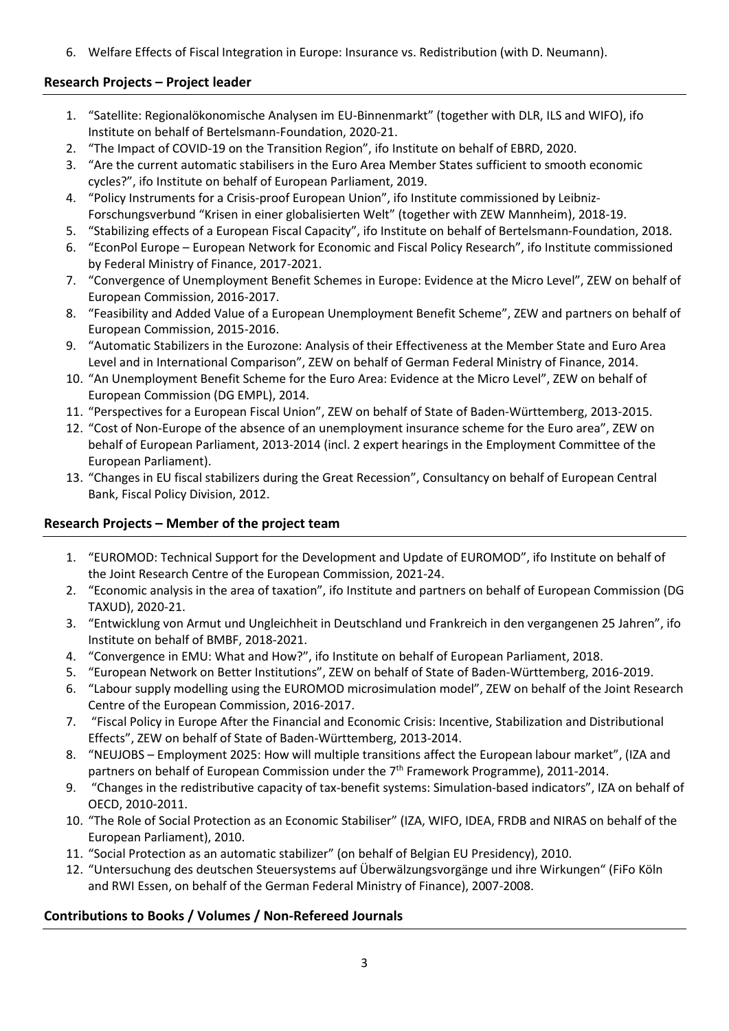6. Welfare Effects of Fiscal Integration in Europe: Insurance vs. Redistribution (with D. Neumann).

## Research Projects – Project leader

1. "Satellite: Regionalökonomische Analysen im EU-Binnenmarkt" (together with DLR, ILS and WIFO), ifo Institute on behalf of Bertelsmann-Foundation, 2020-21.
2. "The Impact of COVID-19 on the Transition Region", ifo Institute on behalf of EBRD, 2020.
3. "Are the current automatic stabilisers in the Euro Area Member States sufficient to smooth economic cycles?", ifo Institute on behalf of European Parliament, 2019.
4. "Policy Instruments for a Crisis-proof European Union", ifo Institute commissioned by Leibniz-Forschungsverbund "Krisen in einer globalisierten Welt" (together with ZEW Mannheim), 2018-19.
5. "Stabilizing effects of a European Fiscal Capacity", ifo Institute on behalf of Bertelsmann-Foundation, 2018.
6. "EconPol Europe – European Network for Economic and Fiscal Policy Research", ifo Institute commissioned by Federal Ministry of Finance, 2017-2021.
7. "Convergence of Unemployment Benefit Schemes in Europe: Evidence at the Micro Level", ZEW on behalf of European Commission, 2016-2017.
8. "Feasibility and Added Value of a European Unemployment Benefit Scheme", ZEW and partners on behalf of European Commission, 2015-2016.
9. "Automatic Stabilizers in the Eurozone: Analysis of their Effectiveness at the Member State and Euro Area Level and in International Comparison", ZEW on behalf of German Federal Ministry of Finance, 2014.
10. "An Unemployment Benefit Scheme for the Euro Area: Evidence at the Micro Level", ZEW on behalf of European Commission (DG EMPL), 2014.
11. "Perspectives for a European Fiscal Union", ZEW on behalf of State of Baden-Württemberg, 2013-2015.
12. "Cost of Non-Europe of the absence of an unemployment insurance scheme for the Euro area", ZEW on behalf of European Parliament, 2013-2014 (incl. 2 expert hearings in the Employment Committee of the European Parliament).
13. "Changes in EU fiscal stabilizers during the Great Recession", Consultancy on behalf of European Central Bank, Fiscal Policy Division, 2012.

## Research Projects – Member of the project team

1. "EUROMOD: Technical Support for the Development and Update of EUROMOD", ifo Institute on behalf of the Joint Research Centre of the European Commission, 2021-24.
2. "Economic analysis in the area of taxation", ifo Institute and partners on behalf of European Commission (DG TAXUD), 2020-21.
3. "Entwicklung von Armut und Ungleichheit in Deutschland und Frankreich in den vergangenen 25 Jahren", ifo Institute on behalf of BMBF, 2018-2021.
4. "Convergence in EMU: What and How?", ifo Institute on behalf of European Parliament, 2018.
5. "European Network on Better Institutions", ZEW on behalf of State of Baden-Württemberg, 2016-2019.
6. "Labour supply modelling using the EUROMOD microsimulation model", ZEW on behalf of the Joint Research Centre of the European Commission, 2016-2017.
7. "Fiscal Policy in Europe After the Financial and Economic Crisis: Incentive, Stabilization and Distributional Effects", ZEW on behalf of State of Baden-Württemberg, 2013-2014.
8. "NEUJOBS – Employment 2025: How will multiple transitions affect the European labour market", (IZA and partners on behalf of European Commission under the 7th Framework Programme), 2011-2014.
9. "Changes in the redistributive capacity of tax-benefit systems: Simulation-based indicators", IZA on behalf of OECD, 2010-2011.
10. "The Role of Social Protection as an Economic Stabiliser" (IZA, WIFO, IDEA, FRDB and NIRAS on behalf of the European Parliament), 2010.
11. "Social Protection as an automatic stabilizer" (on behalf of Belgian EU Presidency), 2010.
12. "Untersuchung des deutschen Steuersystems auf Überwälzungsvorgänge und ihre Wirkungen" (FiFo Köln and RWI Essen, on behalf of the German Federal Ministry of Finance), 2007-2008.

## Contributions to Books / Volumes / Non-Refereed Journals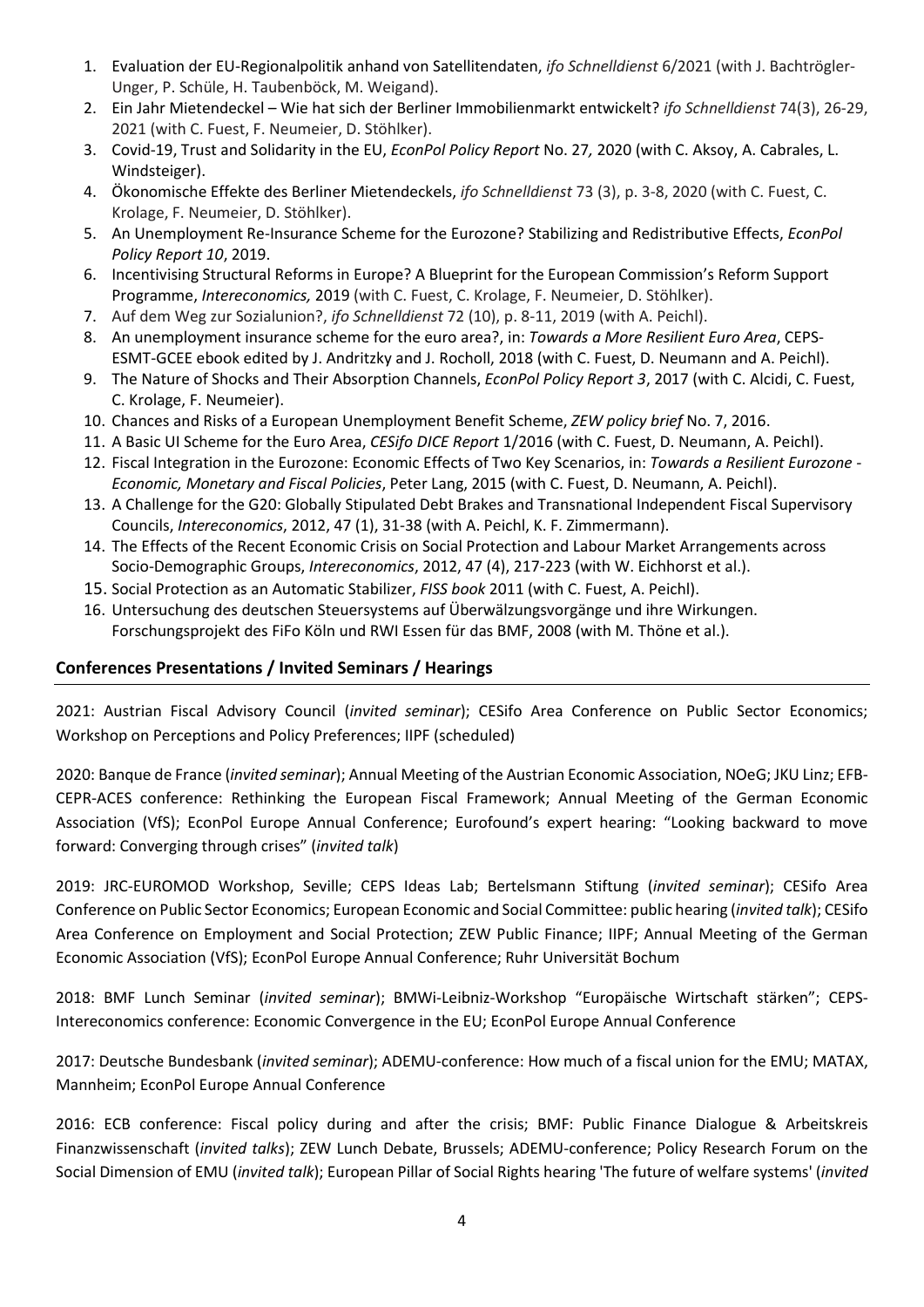1. Evaluation der EU-Regionalpolitik anhand von Satellitendaten, *ifo Schnelldienst* 6/2021 (with J. Bachtrögler-Unger, P. Schüle, H. Taubenböck, M. Weigand).
2. Ein Jahr Mietendeckel – Wie hat sich der Berliner Immobilienmarkt entwickelt? *ifo Schnelldienst* 74(3), 26-29, 2021 (with C. Fuest, F. Neumeier, D. Stöhlker).
3. Covid-19, Trust and Solidarity in the EU, *EconPol Policy Report* No. 27*,* 2020 (with C. Aksoy, A. Cabrales, L. Windsteiger).
4. Ökonomische Effekte des Berliner Mietendeckels, *ifo Schnelldienst* 73 (3), p. 3-8, 2020 (with C. Fuest, C. Krolage, F. Neumeier, D. Stöhlker).
5. An Unemployment Re-Insurance Scheme for the Eurozone? Stabilizing and Redistributive Effects, *EconPol Policy Report 10*, 2019.
6. Incentivising Structural Reforms in Europe? A Blueprint for the European Commission's Reform Support Programme, *Intereconomics,* 2019 (with C. Fuest, C. Krolage, F. Neumeier, D. Stöhlker).
7. Auf dem Weg zur Sozialunion?, *ifo Schnelldienst* 72 (10), p. 8-11, 2019 (with A. Peichl).
8. An unemployment insurance scheme for the euro area?, in: *Towards a More Resilient Euro Area*, CEPS-ESMT-GCEE ebook edited by J. Andritzky and J. Rocholl, 2018 (with C. Fuest, D. Neumann and A. Peichl).
9. The Nature of Shocks and Their Absorption Channels, *EconPol Policy Report 3*, 2017 (with C. Alcidi, C. Fuest, C. Krolage, F. Neumeier).
10. Chances and Risks of a European Unemployment Benefit Scheme, *ZEW policy brief* No. 7, 2016.
11. A Basic UI Scheme for the Euro Area, *CESifo DICE Report* 1/2016 (with C. Fuest, D. Neumann, A. Peichl).
12. Fiscal Integration in the Eurozone: Economic Effects of Two Key Scenarios, in: *Towards a Resilient Eurozone - Economic, Monetary and Fiscal Policies*, Peter Lang, 2015 (with C. Fuest, D. Neumann, A. Peichl).
13. A Challenge for the G20: Globally Stipulated Debt Brakes and Transnational Independent Fiscal Supervisory Councils, *Intereconomics*, 2012, 47 (1), 31-38 (with A. Peichl, K. F. Zimmermann).
14. The Effects of the Recent Economic Crisis on Social Protection and Labour Market Arrangements across Socio-Demographic Groups, *Intereconomics*, 2012, 47 (4), 217-223 (with W. Eichhorst et al.).
15. Social Protection as an Automatic Stabilizer, *FISS book* 2011 (with C. Fuest, A. Peichl).
16. Untersuchung des deutschen Steuersystems auf Überwälzungsvorgänge und ihre Wirkungen. Forschungsprojekt des FiFo Köln und RWI Essen für das BMF, 2008 (with M. Thöne et al.).

## Conferences Presentations / Invited Seminars / Hearings

2021: Austrian Fiscal Advisory Council (*invited seminar*); CESifo Area Conference on Public Sector Economics; Workshop on Perceptions and Policy Preferences; IIPF (scheduled)

2020: Banque de France (*invited seminar*); Annual Meeting of the Austrian Economic Association, NOeG; JKU Linz; EFB-CEPR-ACES conference: Rethinking the European Fiscal Framework; Annual Meeting of the German Economic Association (VfS); EconPol Europe Annual Conference; Eurofound's expert hearing: "Looking backward to move forward: Converging through crises" (*invited talk*)

2019: JRC-EUROMOD Workshop, Seville; CEPS Ideas Lab; Bertelsmann Stiftung (*invited seminar*); CESifo Area Conference on Public Sector Economics; European Economic and Social Committee: public hearing (*invited talk*); CESifo Area Conference on Employment and Social Protection; ZEW Public Finance; IIPF; Annual Meeting of the German Economic Association (VfS); EconPol Europe Annual Conference; Ruhr Universität Bochum

2018: BMF Lunch Seminar (*invited seminar*); BMWi-Leibniz-Workshop "Europäische Wirtschaft stärken"; CEPS-Intereconomics conference: Economic Convergence in the EU; EconPol Europe Annual Conference

2017: Deutsche Bundesbank (*invited seminar*); ADEMU-conference: How much of a fiscal union for the EMU; MATAX, Mannheim; EconPol Europe Annual Conference

2016: ECB conference: Fiscal policy during and after the crisis; BMF: Public Finance Dialogue & Arbeitskreis Finanzwissenschaft (*invited talks*); ZEW Lunch Debate, Brussels; ADEMU-conference; Policy Research Forum on the Social Dimension of EMU (*invited talk*); European Pillar of Social Rights hearing 'The future of welfare systems' (*invited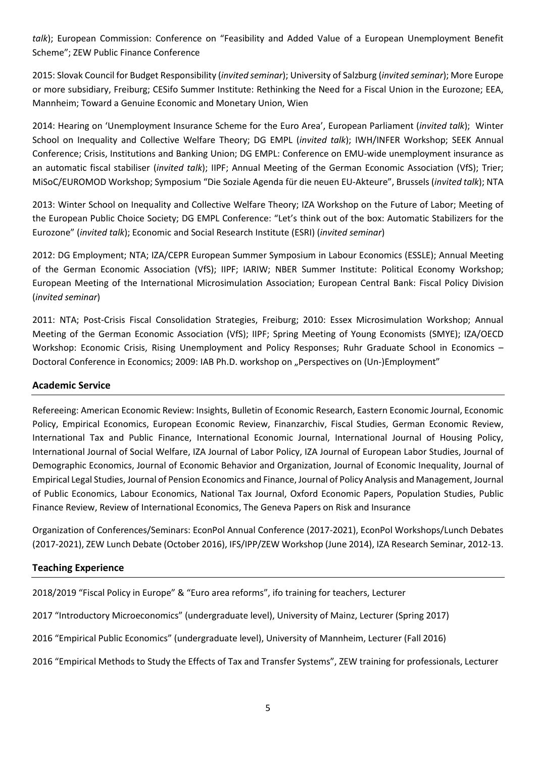*talk*); European Commission: Conference on "Feasibility and Added Value of a European Unemployment Benefit Scheme"; ZEW Public Finance Conference

2015: Slovak Council for Budget Responsibility (*invited seminar*); University of Salzburg (*invited seminar*); More Europe or more subsidiary, Freiburg; CESifo Summer Institute: Rethinking the Need for a Fiscal Union in the Eurozone; EEA, Mannheim; Toward a Genuine Economic and Monetary Union, Wien

2014: Hearing on 'Unemployment Insurance Scheme for the Euro Area', European Parliament (*invited talk*); Winter School on Inequality and Collective Welfare Theory; DG EMPL (*invited talk*); IWH/INFER Workshop; SEEK Annual Conference; Crisis, Institutions and Banking Union; DG EMPL: Conference on EMU-wide unemployment insurance as an automatic fiscal stabiliser (*invited talk*); IIPF; Annual Meeting of the German Economic Association (VfS); Trier; MiSoC/EUROMOD Workshop; Symposium "Die Soziale Agenda für die neuen EU-Akteure", Brussels (*invited talk*); NTA

2013: Winter School on Inequality and Collective Welfare Theory; IZA Workshop on the Future of Labor; Meeting of the European Public Choice Society; DG EMPL Conference: "Let's think out of the box: Automatic Stabilizers for the Eurozone" (*invited talk*); Economic and Social Research Institute (ESRI) (*invited seminar*)

2012: DG Employment; NTA; IZA/CEPR European Summer Symposium in Labour Economics (ESSLE); Annual Meeting of the German Economic Association (VfS); IIPF; IARIW; NBER Summer Institute: Political Economy Workshop; European Meeting of the International Microsimulation Association; European Central Bank: Fiscal Policy Division (*invited seminar*)

2011: NTA; Post-Crisis Fiscal Consolidation Strategies, Freiburg; 2010: Essex Microsimulation Workshop; Annual Meeting of the German Economic Association (VfS); IIPF; Spring Meeting of Young Economists (SMYE); IZA/OECD Workshop: Economic Crisis, Rising Unemployment and Policy Responses; Ruhr Graduate School in Economics – Doctoral Conference in Economics; 2009: IAB Ph.D. workshop on „Perspectives on (Un-)Employment"

## Academic Service

Refereeing: American Economic Review: Insights, Bulletin of Economic Research, Eastern Economic Journal, Economic Policy, Empirical Economics, European Economic Review, Finanzarchiv, Fiscal Studies, German Economic Review, International Tax and Public Finance, International Economic Journal, International Journal of Housing Policy, International Journal of Social Welfare, IZA Journal of Labor Policy, IZA Journal of European Labor Studies, Journal of Demographic Economics, Journal of Economic Behavior and Organization, Journal of Economic Inequality, Journal of Empirical Legal Studies, Journal of Pension Economics and Finance, Journal of Policy Analysis and Management, Journal of Public Economics, Labour Economics, National Tax Journal, Oxford Economic Papers, Population Studies, Public Finance Review, Review of International Economics, The Geneva Papers on Risk and Insurance

Organization of Conferences/Seminars: EconPol Annual Conference (2017-2021), EconPol Workshops/Lunch Debates (2017-2021), ZEW Lunch Debate (October 2016), IFS/IPP/ZEW Workshop (June 2014), IZA Research Seminar, 2012-13.

## Teaching Experience

2018/2019 "Fiscal Policy in Europe" & "Euro area reforms", ifo training for teachers, Lecturer

2017 "Introductory Microeconomics" (undergraduate level), University of Mainz, Lecturer (Spring 2017)

2016 "Empirical Public Economics" (undergraduate level), University of Mannheim, Lecturer (Fall 2016)

2016 "Empirical Methods to Study the Effects of Tax and Transfer Systems", ZEW training for professionals, Lecturer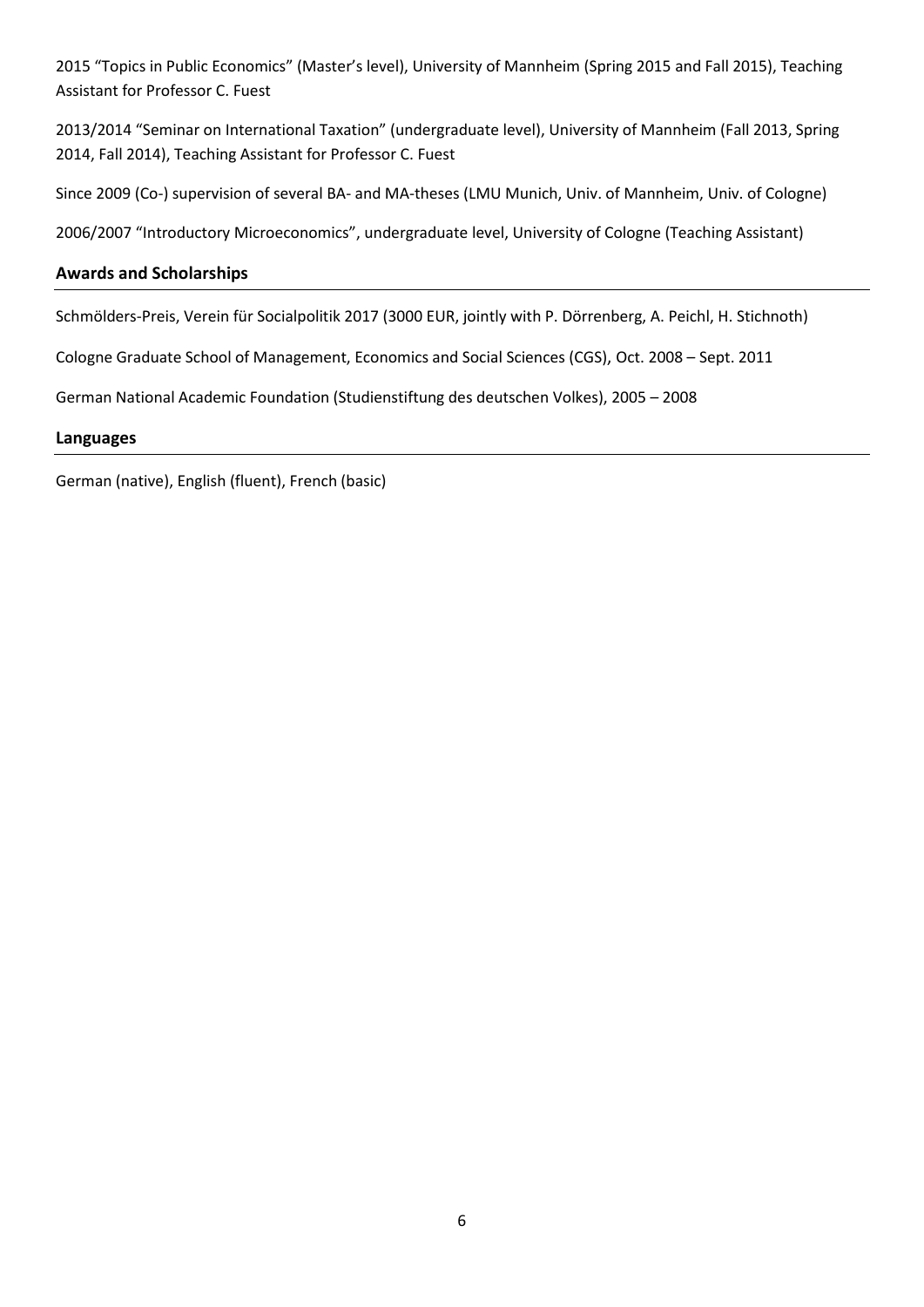2015 “Topics in Public Economics” (Master’s level), University of Mannheim (Spring 2015 and Fall 2015), Teaching Assistant for Professor C. Fuest

2013/2014 “Seminar on International Taxation” (undergraduate level), University of Mannheim (Fall 2013, Spring 2014, Fall 2014), Teaching Assistant for Professor C. Fuest

Since 2009 (Co-) supervision of several BA- and MA-theses (LMU Munich, Univ. of Mannheim, Univ. of Cologne)

2006/2007 “Introductory Microeconomics”, undergraduate level, University of Cologne (Teaching Assistant)

## Awards and Scholarships

Schmölders-Preis, Verein für Socialpolitik 2017 (3000 EUR, jointly with P. Dörrenberg, A. Peichl, H. Stichnoth)

Cologne Graduate School of Management, Economics and Social Sciences (CGS), Oct. 2008 – Sept. 2011

German National Academic Foundation (Studienstiftung des deutschen Volkes), 2005 – 2008

## Languages

German (native), English (fluent), French (basic)